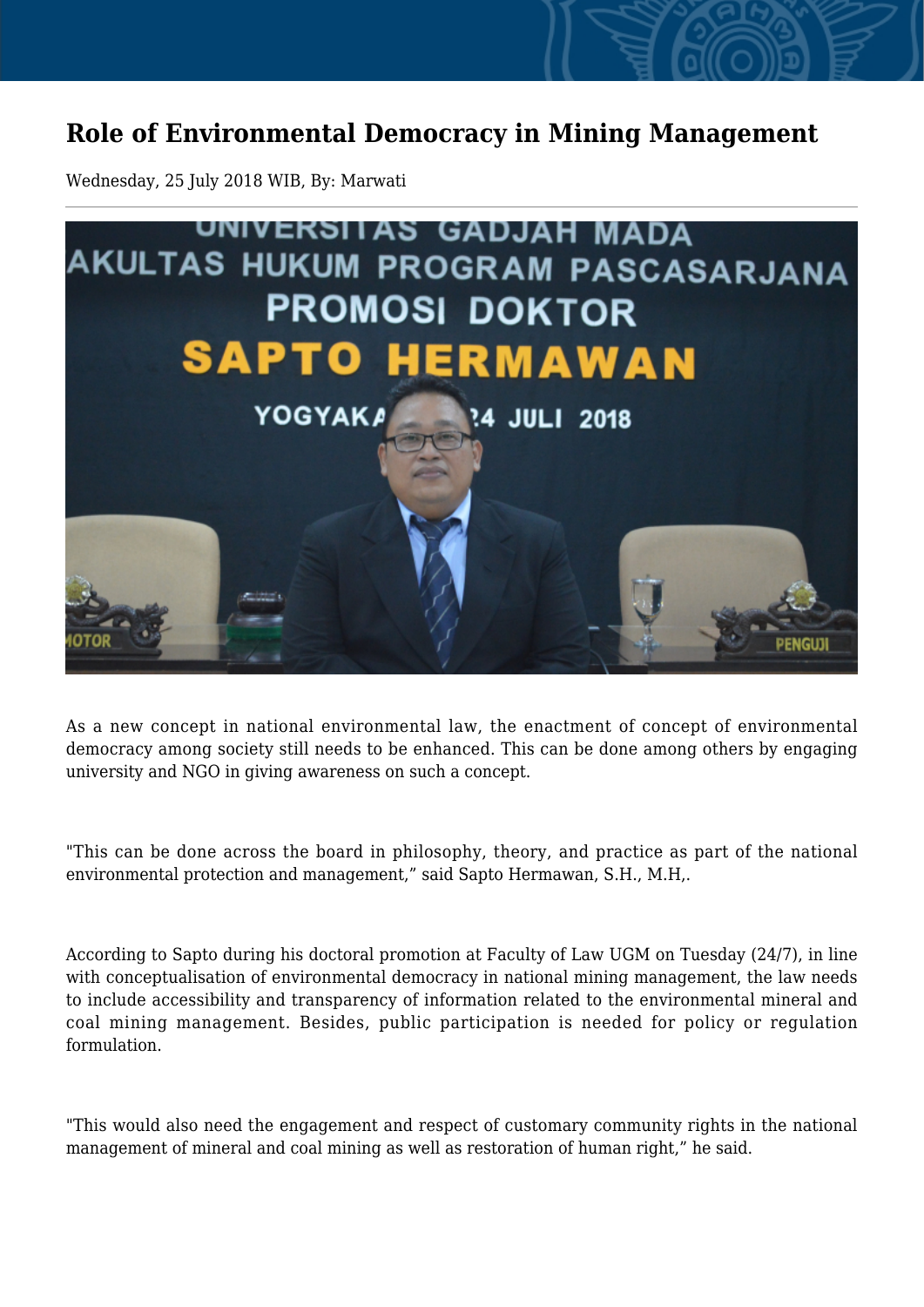# Role of Environmental Democracy in Mining Management

Wednesday, 25 July 2018 WIB, By: Marwati

As a new concept in national environmental law, the enactment of concept of environmental democracy among society still needs to be enhanced. This can be done among others by engaging university and NGO in giving awareness on such a concept.

"This can be done across the board in philosophy, theory, and practice as part of the national environmental protection and management," said Sapto Hermawan, S.H., M.H,.

According to Sapto during his doctoral promotion at Faculty of Law UGM on Tuesday (24/7), in line with conceptualisation of environmental democracy in national mining management, the law needs to include accessibility and transparency of information related to the environmental mineral and coal mining management. Besides, public participation is needed for policy or regulation formulation.

"This would also need the engagement and respect of customary community rights in the national management of mineral and coal mining as well as restoration of human right," he said.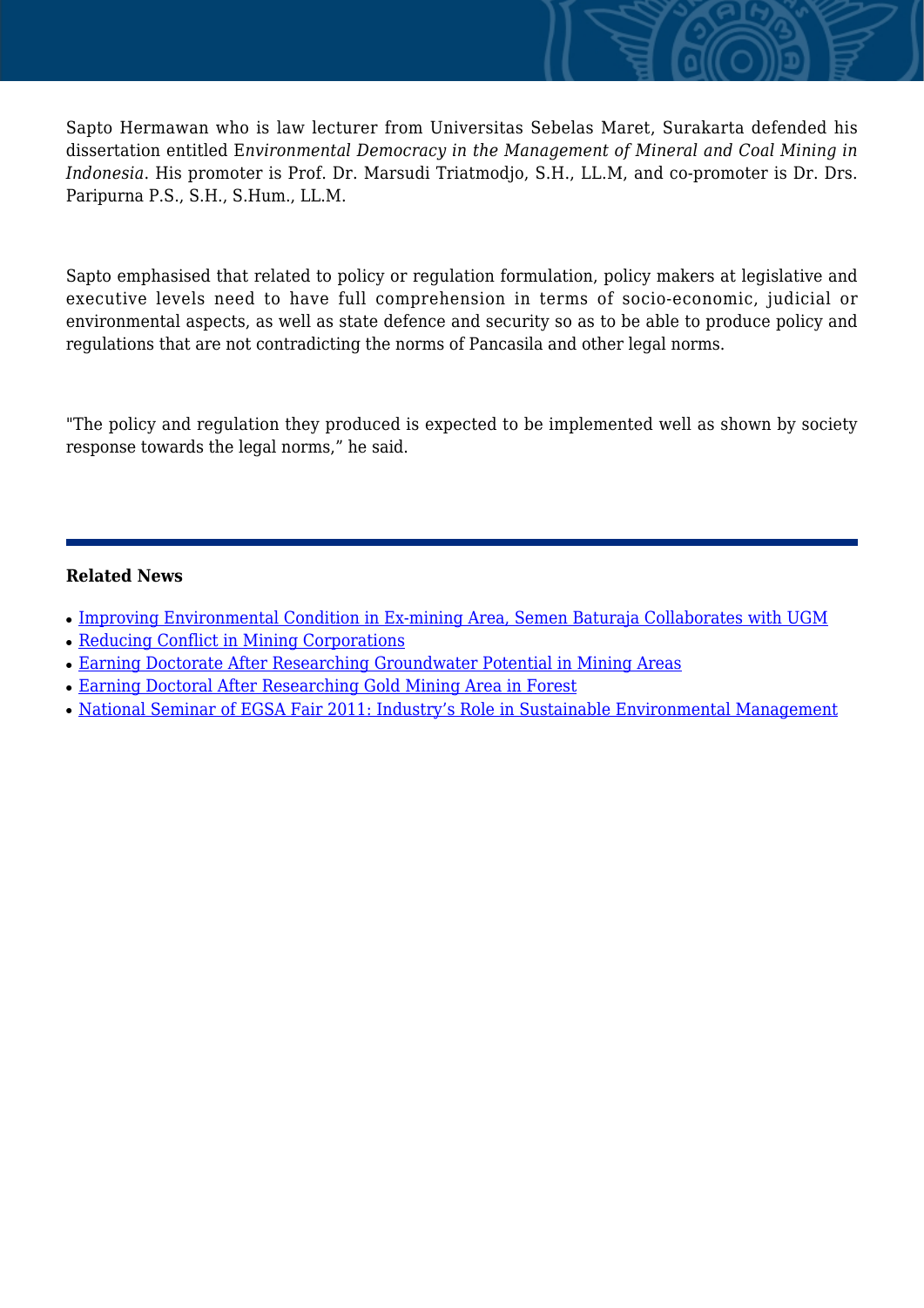Sapto Hermawan who is law lecturer from Universitas Sebelas Maret, Surakarta defended his dissertation entitled E*nvironmental Democracy in the Management of Mineral and Coal Mining in Indonesia*. His promoter is Prof. Dr. Marsudi Triatmodjo, S.H., LL.M, and co-promoter is Dr. Drs. Paripurna P.S., S.H., S.Hum., LL.M.

Sapto emphasised that related to policy or regulation formulation, policy makers at legislative and executive levels need to have full comprehension in terms of socio-economic, judicial or environmental aspects, as well as state defence and security so as to be able to produce policy and regulations that are not contradicting the norms of Pancasila and other legal norms.

"The policy and regulation they produced is expected to be implemented well as shown by society response towards the legal norms," he said.

---

**Related News**

- Improving Environmental Condition in Ex-mining Area, Semen Baturaja Collaborates with UGM
- Reducing Conflict in Mining Corporations
- Earning Doctorate After Researching Groundwater Potential in Mining Areas
- Earning Doctoral After Researching Gold Mining Area in Forest
- National Seminar of EGSA Fair 2011: Industry's Role in Sustainable Environmental Management